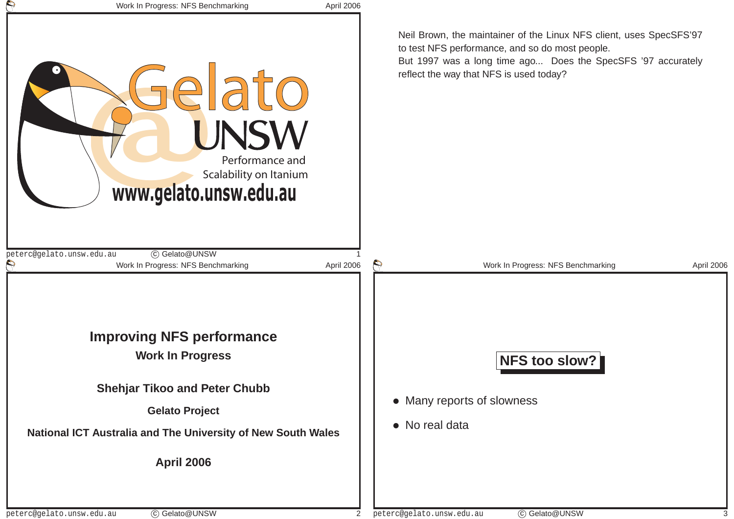Gelato@UNSW

Performance and Scalability on Itanium

www.gelato.unsw.edu.au

Neil Brown, the maintainer of the Linux NFS client, uses SpecSFS'97 to test NFS performance, and so do most people.
But 1997 was a long time ago... Does the SpecSFS '97 accurately reflect the way that NFS is used today?

# Improving NFS performance

## Work In Progress

**Shehjar Tikoo and Peter Chubb**

**Gelato Project**

**National ICT Australia and The University of New South Wales**

**April 2006**

## NFS too slow?

- Many reports of slowness
- No real data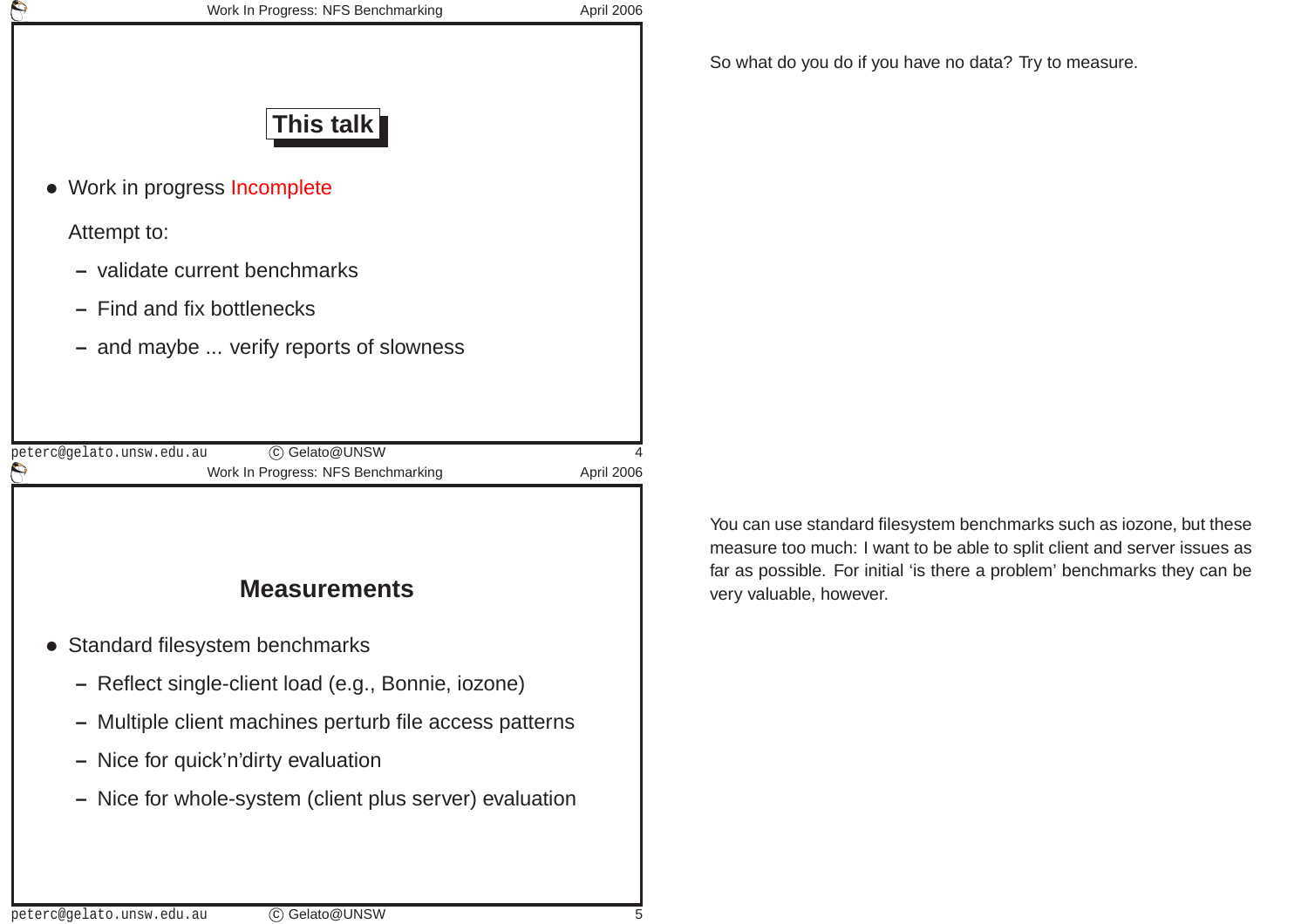## This talk

- Work in progress Incomplete

  Attempt to:

  - validate current benchmarks
  - Find and fix bottlenecks
  - and maybe ... verify reports of slowness

So what do you do if you have no data? Try to measure.

## Measurements

- Standard filesystem benchmarks
  - Reflect single-client load (e.g., Bonnie, iozone)
  - Multiple client machines perturb file access patterns
  - Nice for quick'n'dirty evaluation
  - Nice for whole-system (client plus server) evaluation

You can use standard filesystem benchmarks such as iozone, but these measure too much: I want to be able to split client and server issues as far as possible. For initial 'is there a problem' benchmarks they can be very valuable, however.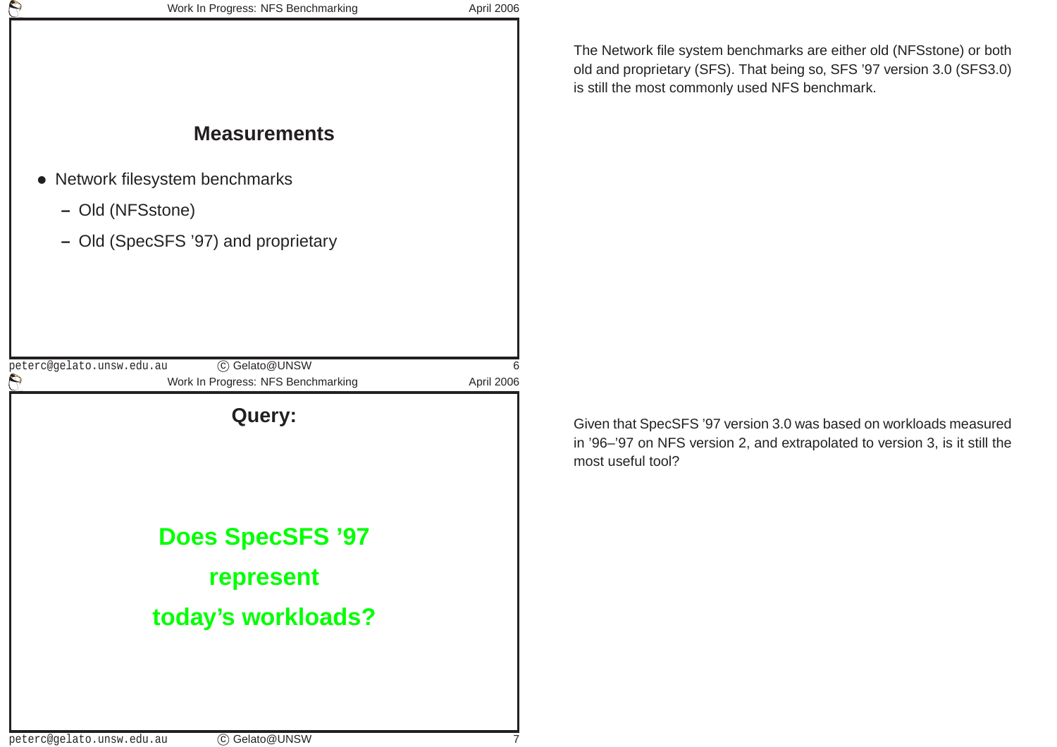## Measurements

- Network filesystem benchmarks
  - Old (NFSstone)
  - Old (SpecSFS ’97) and proprietary

The Network file system benchmarks are either old (NFSstone) or both old and proprietary (SFS). That being so, SFS ’97 version 3.0 (SFS3.0) is still the most commonly used NFS benchmark.

## Query:

**Does SpecSFS ’97 represent today’s workloads?**

Given that SpecSFS ’97 version 3.0 was based on workloads measured in ’96–’97 on NFS version 2, and extrapolated to version 3, is it still the most useful tool?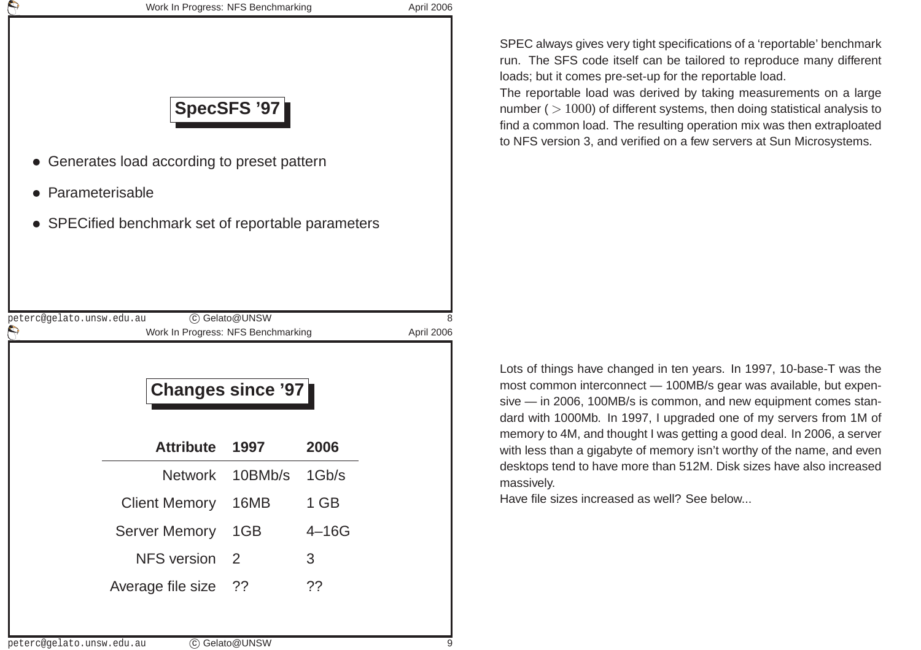## SpecSFS ’97

- Generates load according to preset pattern
- Parameterisable
- SPECified benchmark set of reportable parameters

SPEC always gives very tight specifications of a ‘reportable’ benchmark run. The SFS code itself can be tailored to reproduce many different loads; but it comes pre-set-up for the reportable load.
The reportable load was derived by taking measurements on a large number ( $> 1000$) of different systems, then doing statistical analysis to find a common load. The resulting operation mix was then extraploated to NFS version 3, and verified on a few servers at Sun Microsystems.

## Changes since ’97

| Attribute | 1997 | 2006 |
|---:|---|---|
| Network | 10BMb/s | 1Gb/s |
| Client Memory | 16MB | 1 GB |
| Server Memory | 1GB | 4–16G |
| NFS version | 2 | 3 |
| Average file size | ?? | ?? |

Lots of things have changed in ten years. In 1997, 10-base-T was the most common interconnect — 100MB/s gear was available, but expensive — in 2006, 100MB/s is common, and new equipment comes standard with 1000Mb. In 1997, I upgraded one of my servers from 1M of memory to 4M, and thought I was getting a good deal. In 2006, a server with less than a gigabyte of memory isn’t worthy of the name, and even desktops tend to have more than 512M. Disk sizes have also increased massively.
Have file sizes increased as well? See below...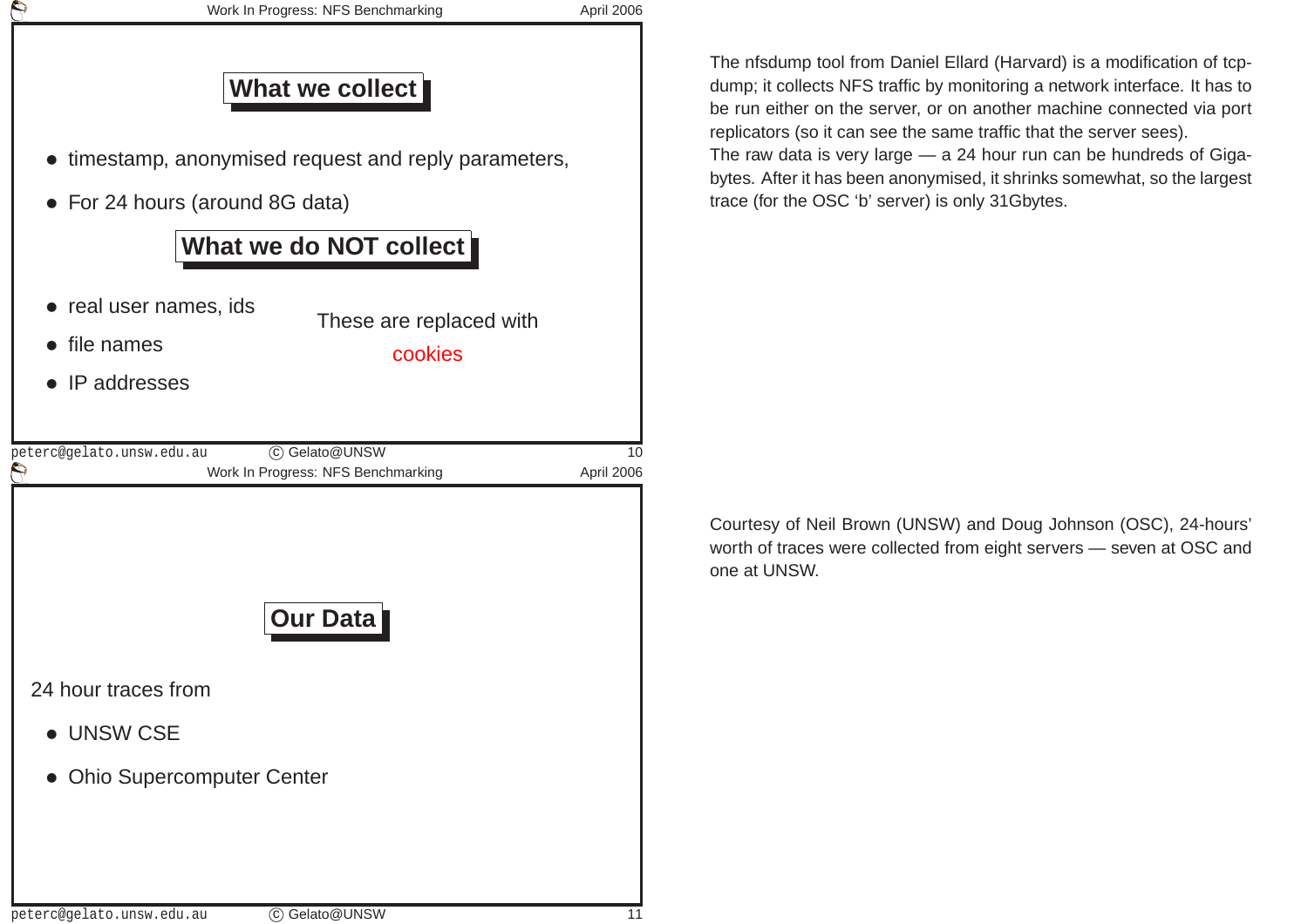## What we collect

- timestamp, anonymised request and reply parameters,
- For 24 hours (around 8G data)

## What we do NOT collect

- real user names, ids
- file names
- IP addresses

These are replaced with cookies

The nfsdump tool from Daniel Ellard (Harvard) is a modification of tcpdump; it collects NFS traffic by monitoring a network interface. It has to be run either on the server, or on another machine connected via port replicators (so it can see the same traffic that the server sees).

The raw data is very large — a 24 hour run can be hundreds of Gigabytes. After it has been anonymised, it shrinks somewhat, so the largest trace (for the OSC 'b' server) is only 31Gbytes.

## Our Data

24 hour traces from

- UNSW CSE
- Ohio Supercomputer Center

Courtesy of Neil Brown (UNSW) and Doug Johnson (OSC), 24-hours' worth of traces were collected from eight servers — seven at OSC and one at UNSW.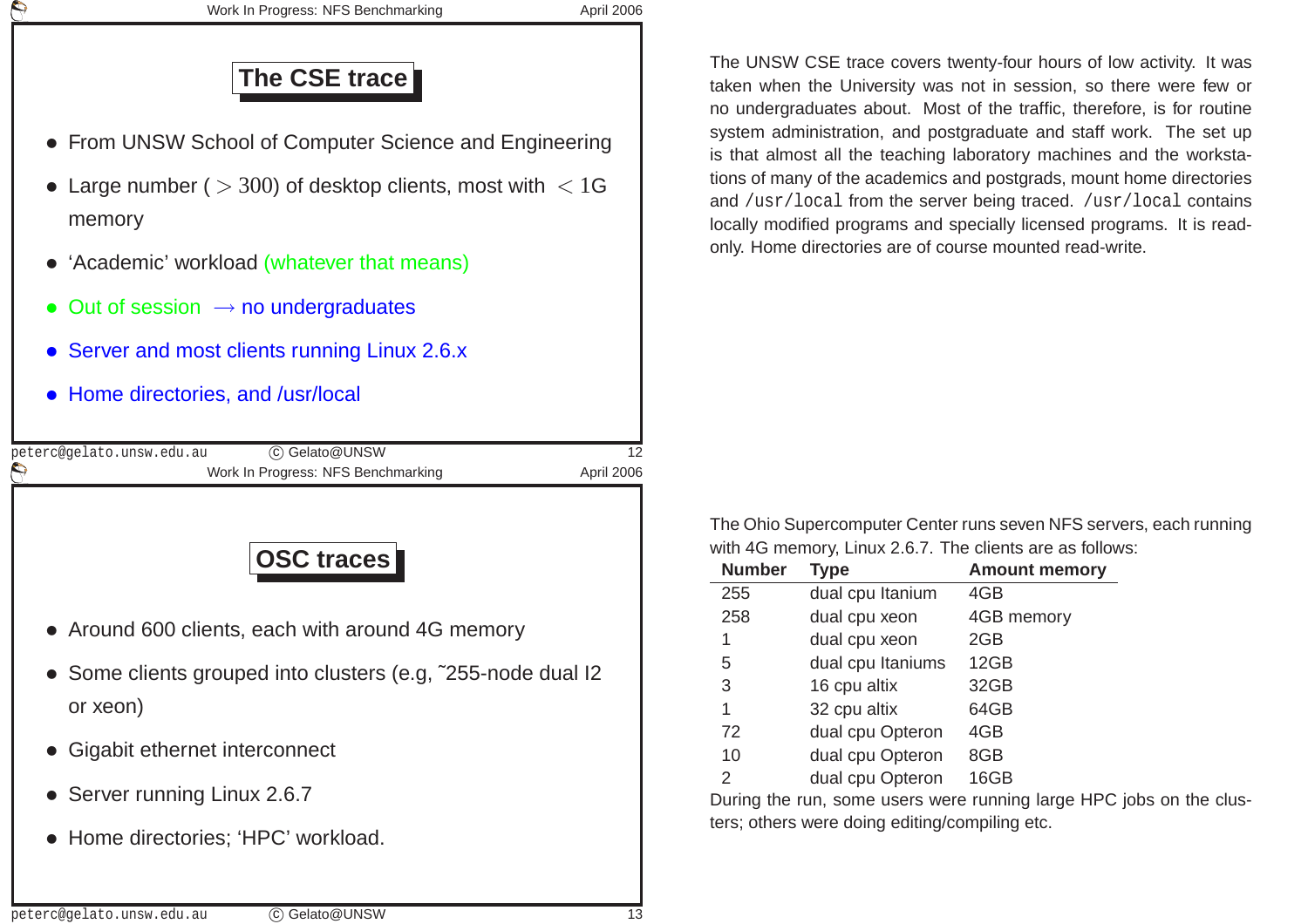## The CSE trace

- From UNSW School of Computer Science and Engineering
- Large number ( $> 300$) of desktop clients, most with $< 1$G memory
- 'Academic' workload (whatever that means)
- Out of session $\longrightarrow$ no undergraduates
- Server and most clients running Linux 2.6.x
- Home directories, and /usr/local

The UNSW CSE trace covers twenty-four hours of low activity. It was taken when the University was not in session, so there were few or no undergraduates about. Most of the traffic, therefore, is for routine system administration, and postgraduate and staff work. The set up is that almost all the teaching laboratory machines and the workstations of many of the academics and postgrads, mount home directories and `/usr/local` from the server being traced. `/usr/local` contains locally modified programs and specially licensed programs. It is read-only. Home directories are of course mounted read-write.

## OSC traces

- Around 600 clients, each with around 4G memory
- Some clients grouped into clusters (e.g, ˜255-node dual I2 or xeon)
- Gigabit ethernet interconnect
- Server running Linux 2.6.7
- Home directories; 'HPC' workload.

The Ohio Supercomputer Center runs seven NFS servers, each running with 4G memory, Linux 2.6.7. The clients are as follows:

| Number | Type | Amount memory |
|---|---|---|
| 255 | dual cpu Itanium | 4GB |
| 258 | dual cpu xeon | 4GB memory |
| 1 | dual cpu xeon | 2GB |
| 5 | dual cpu Itaniums | 12GB |
| 3 | 16 cpu altix | 32GB |
| 1 | 32 cpu altix | 64GB |
| 72 | dual cpu Opteron | 4GB |
| 10 | dual cpu Opteron | 8GB |
| 2 | dual cpu Opteron | 16GB |

During the run, some users were running large HPC jobs on the clusters; others were doing editing/compiling etc.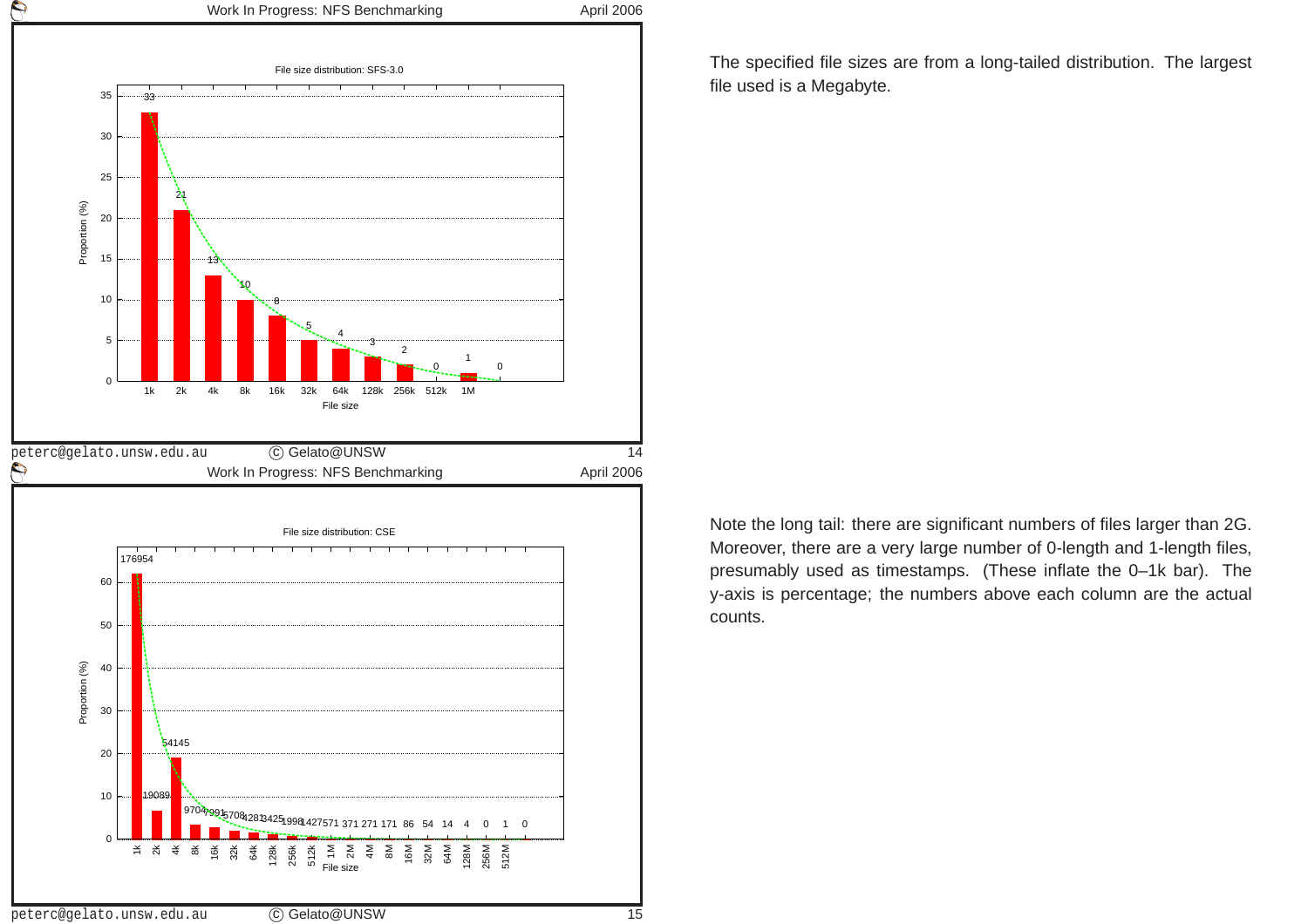File size distribution: SFS-3.0

Proportion (%)

35
30
25
20
15
10
5
0

33 21 13 10 8 5 4 3 2 0 1 0

1k 2k 4k 8k 16k 32k 64k 128k 256k 512k 1M

File size

The specified file sizes are from a long-tailed distribution. The largest file used is a Megabyte.

File size distribution: CSE

Proportion (%)

60
50
40
30
20
10
0

176954 19089 54145 9704 7991 5708 4281 3425 1998 1427 571 371 271 171 86 54 14 4 0 1 0

1k 2k 4k 8k 16k 32k 64k 128k 256k 512k 1M 2M 4M 8M 16M 32M 64M 128M 256M 512M

File size

Note the long tail: there are significant numbers of files larger than 2G. Moreover, there are a very large number of 0-length and 1-length files, presumably used as timestamps. (These inflate the 0–1k bar). The y-axis is percentage; the numbers above each column are the actual counts.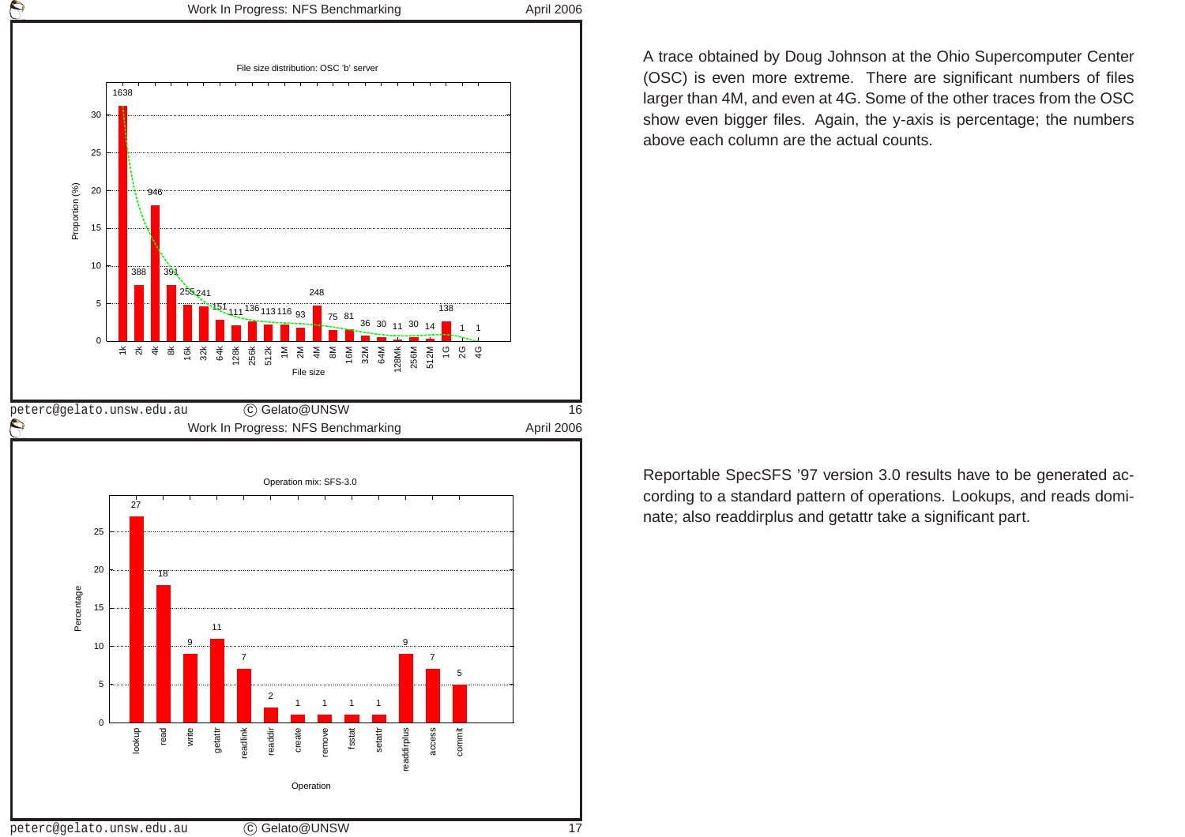File size distribution: OSC 'b' server

Proportion (%)

File size

1k 2k 4k 8k 16k 32k 64k 128k 256k 512k 1M 2M 4M 8M 16M 32M 64M 128Mk 256M 512M 1G 2G 4G

1638 388 946 391 255 241 151 111 136 113 116 93 248 75 81 36 30 11 30 14 138 1 1

0 5 10 15 20 25 30

A trace obtained by Doug Johnson at the Ohio Supercomputer Center (OSC) is even more extreme. There are significant numbers of files larger than 4M, and even at 4G. Some of the other traces from the OSC show even bigger files. Again, the y-axis is percentage; the numbers above each column are the actual counts.

Operation mix: SFS-3.0

Percentage

Operation

lookup read write getattr readlink readdir create remove fsstat setattr readdirplus access commit

27 18 9 11 7 2 1 1 1 1 9 7 5

0 5 10 15 20 25

Reportable SpecSFS '97 version 3.0 results have to be generated according to a standard pattern of operations. Lookups, and reads dominate; also readdirplus and getattr take a significant part.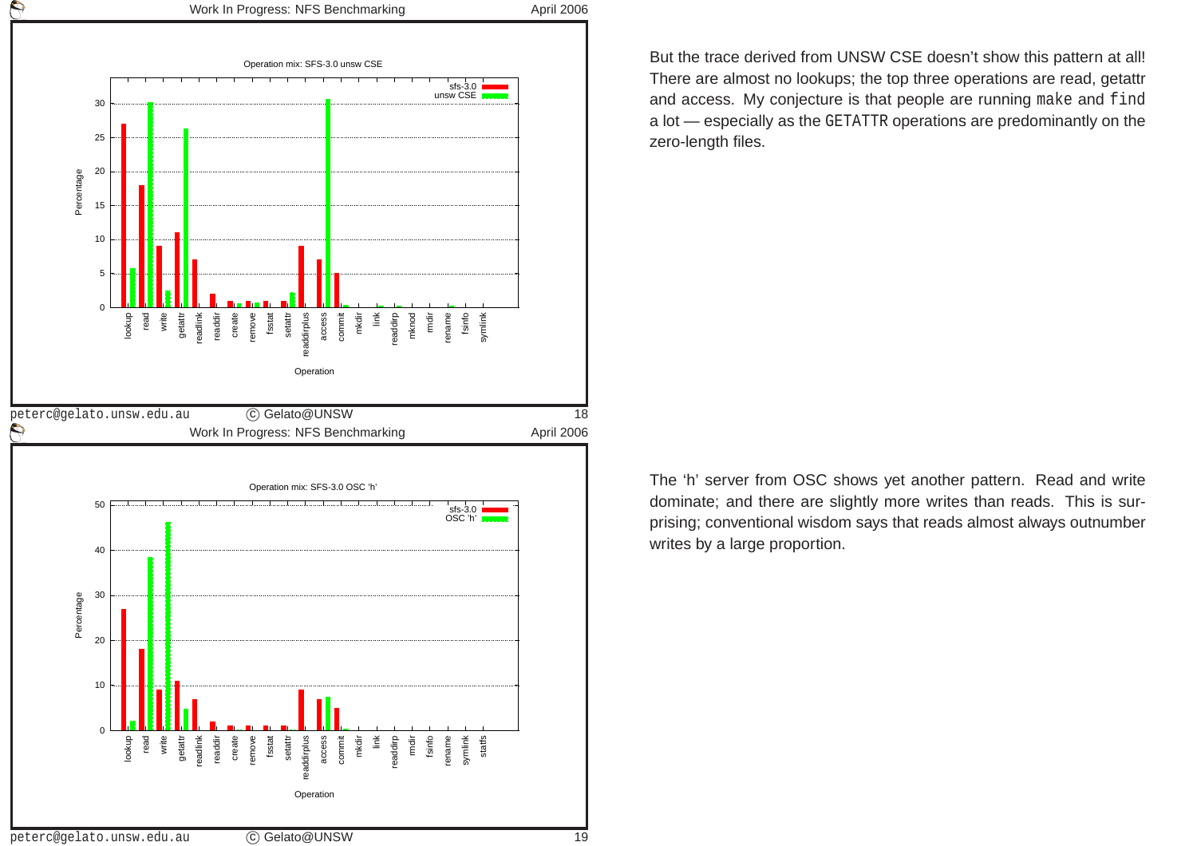Operation mix: SFS-3.0 unsw CSE

sfs-3.0
unsw CSE

Percentage

0
5
10
15
20
25
30

lookup read write getattr readlink readdir create remove fsstat setattr readdirplus access commit mkdir link readdirp mknod rmdir rename fsinfo symlink

Operation

But the trace derived from UNSW CSE doesn't show this pattern at all! There are almost no lookups; the top three operations are read, getattr and access. My conjecture is that people are running `make` and `find` a lot — especially as the `GETATTR` operations are predominantly on the zero-length files.

Operation mix: SFS-3.0 OSC 'h'

sfs-3.0
OSC 'h'

Percentage

0
10
20
30
40
50

lookup read write getattr readlink readdir create remove fsstat setattr readdirplus access commit mkdir link readdirp rmdir fsinfo rename symlink statfs

Operation

The 'h' server from OSC shows yet another pattern. Read and write dominate; and there are slightly more writes than reads. This is surprising; conventional wisdom says that reads almost always outnumber writes by a large proportion.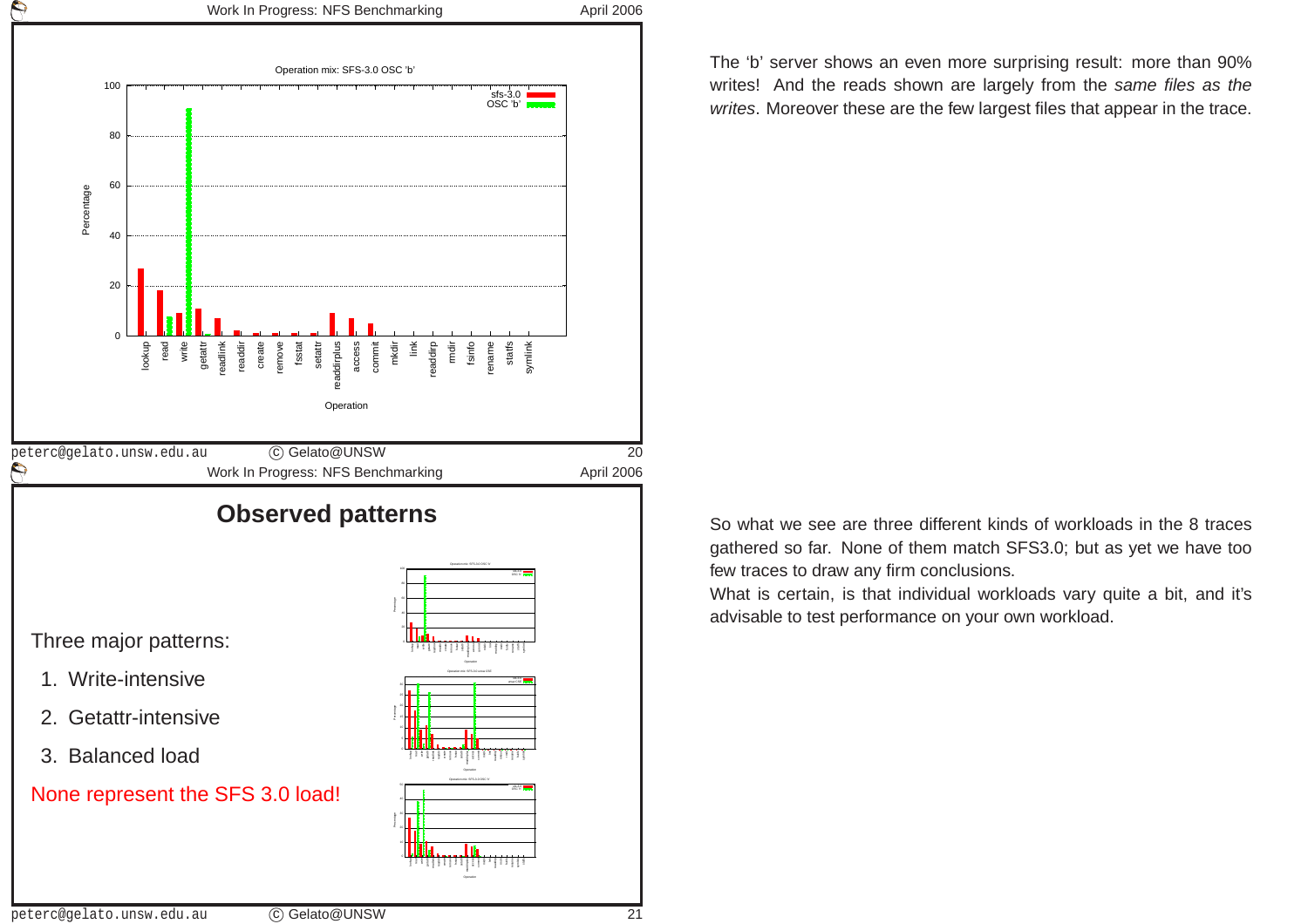Operation mix: SFS-3.0 OSC 'b'

Percentage

100
80
60
40
20
0

sfs-3.0
OSC 'b'

lookup
read
write
getattr
readlink
readdir
create
remove
fsstat
setattr
readdirplus
access
commit
mkdir
link
readdirp
rmdir
fsinfo
rename
statfs
symlink

Operation

The 'b' server shows an even more surprising result: more than 90% writes! And the reads shown are largely from the *same files as the writes*. Moreover these are the few largest files that appear in the trace.

# Observed patterns

Three major patterns:

1. Write-intensive
2. Getattr-intensive
3. Balanced load

None represent the SFS 3.0 load!

So what we see are three different kinds of workloads in the 8 traces gathered so far. None of them match SFS3.0; but as yet we have too few traces to draw any firm conclusions.

What is certain, is that individual workloads vary quite a bit, and it's advisable to test performance on your own workload.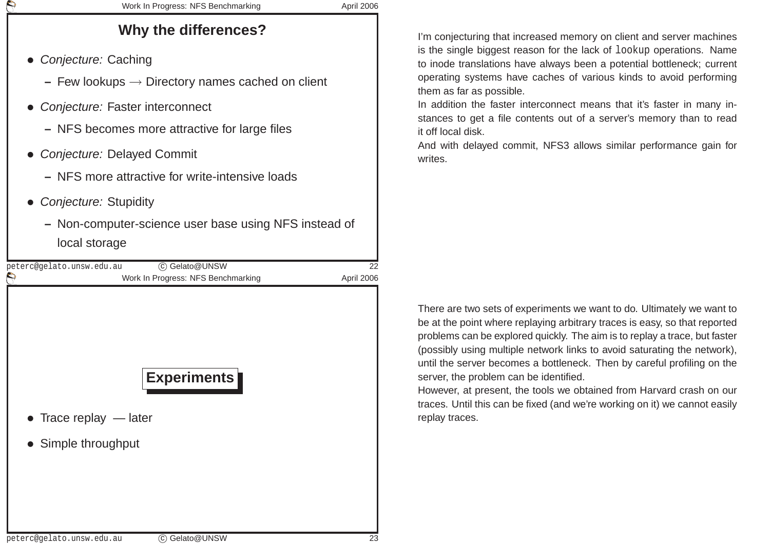## Why the differences?

- *Conjecture:* Caching
  - Few lookups → Directory names cached on client
- *Conjecture:* Faster interconnect
  - NFS becomes more attractive for large files
- *Conjecture:* Delayed Commit
  - NFS more attractive for write-intensive loads
- *Conjecture:* Stupidity
  - Non-computer-science user base using NFS instead of local storage

I'm conjecturing that increased memory on client and server machines is the single biggest reason for the lack of `lookup` operations. Name to inode translations have always been a potential bottleneck; current operating systems have caches of various kinds to avoid performing them as far as possible.
In addition the faster interconnect means that it's faster in many instances to get a file contents out of a server's memory than to read it off local disk.
And with delayed commit, NFS3 allows similar performance gain for writes.

## Experiments

- Trace replay — later
- Simple throughput

There are two sets of experiments we want to do. Ultimately we want to be at the point where replaying arbitrary traces is easy, so that reported problems can be explored quickly. The aim is to replay a trace, but faster (possibly using multiple network links to avoid saturating the network), until the server becomes a bottleneck. Then by careful profiling on the server, the problem can be identified.
However, at present, the tools we obtained from Harvard crash on our traces. Until this can be fixed (and we're working on it) we cannot easily replay traces.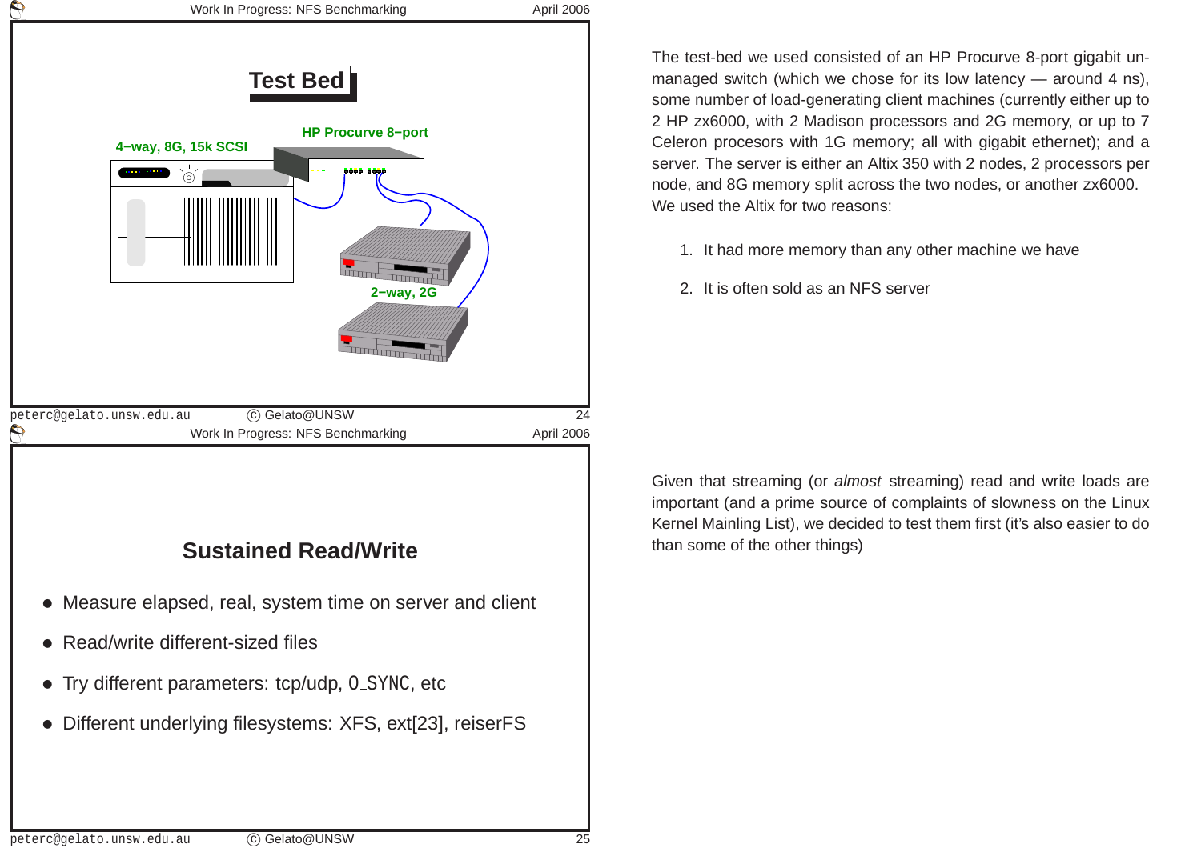## Test Bed

4–way, 8G, 15k SCSI

HP Procurve 8–port

2–way, 2G

The test-bed we used consisted of an HP Procurve 8-port gigabit unmanaged switch (which we chose for its low latency — around 4 ns), some number of load-generating client machines (currently either up to 2 HP zx6000, with 2 Madison processors and 2G memory, or up to 7 Celeron procesors with 1G memory; all with gigabit ethernet); and a server. The server is either an Altix 350 with 2 nodes, 2 processors per node, and 8G memory split across the two nodes, or another zx6000. We used the Altix for two reasons:

1. It had more memory than any other machine we have
2. It is often sold as an NFS server

## Sustained Read/Write

- Measure elapsed, real, system time on server and client
- Read/write different-sized files
- Try different parameters: tcp/udp, `O_SYNC`, etc
- Different underlying filesystems: XFS, ext[23], reiserFS

Given that streaming (or *almost* streaming) read and write loads are important (and a prime source of complaints of slowness on the Linux Kernel Mainling List), we decided to test them first (it's also easier to do than some of the other things)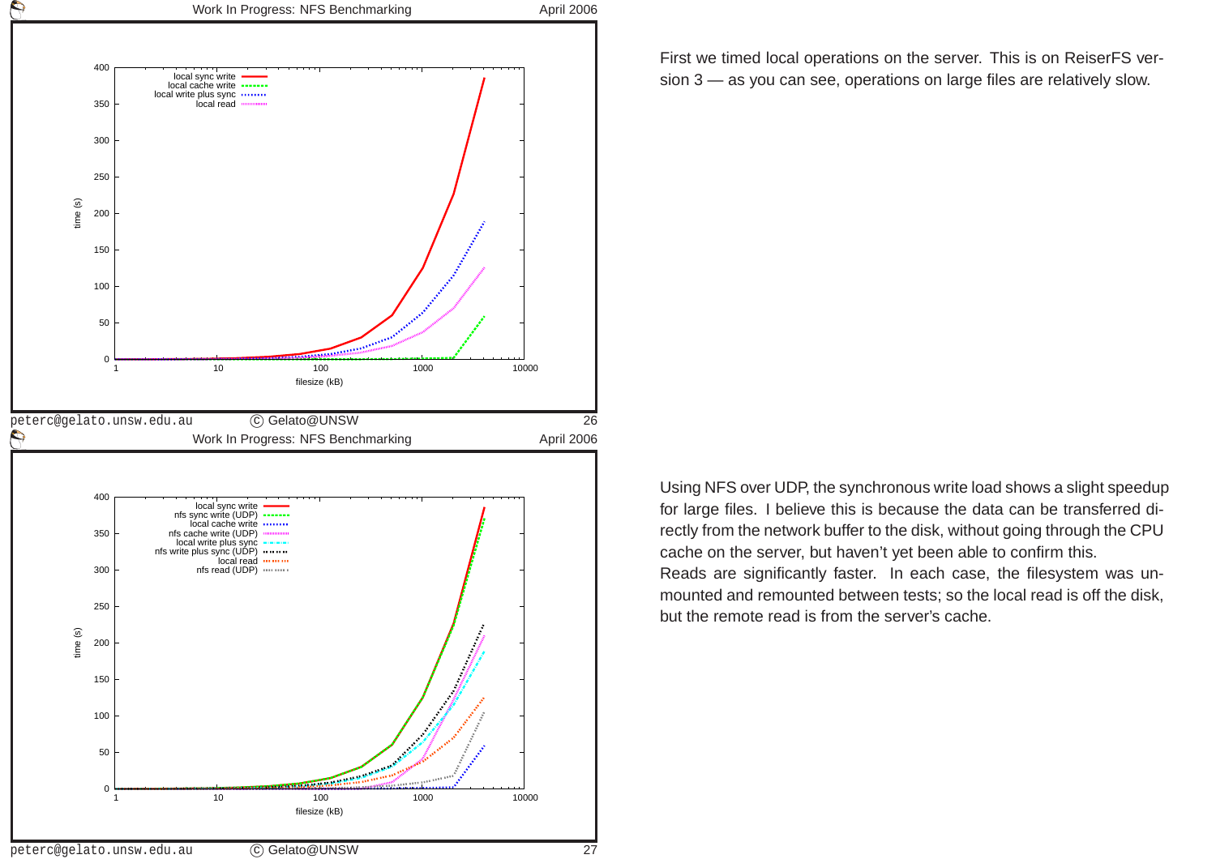## Work In Progress: NFS Benchmarking

400
350
300
250
200
150
100
50
0
time (s)
1
10
100
1000
10000
filesize (kB)

local sync write
local cache write
local write plus sync
local read

First we timed local operations on the server. This is on ReiserFS version 3 — as you can see, operations on large files are relatively slow.

## Work In Progress: NFS Benchmarking

400
350
300
250
200
150
100
50
0
time (s)
1
10
100
1000
10000
filesize (kB)

local sync write
nfs sync write (UDP)
local cache write
nfs cache write (UDP)
local write plus sync
nfs write plus sync (UDP)
local read
nfs read (UDP)

Using NFS over UDP, the synchronous write load shows a slight speedup for large files. I believe this is because the data can be transferred directly from the network buffer to the disk, without going through the CPU cache on the server, but haven't yet been able to confirm this.

Reads are significantly faster. In each case, the filesystem was unmounted and remounted between tests; so the local read is off the disk, but the remote read is from the server's cache.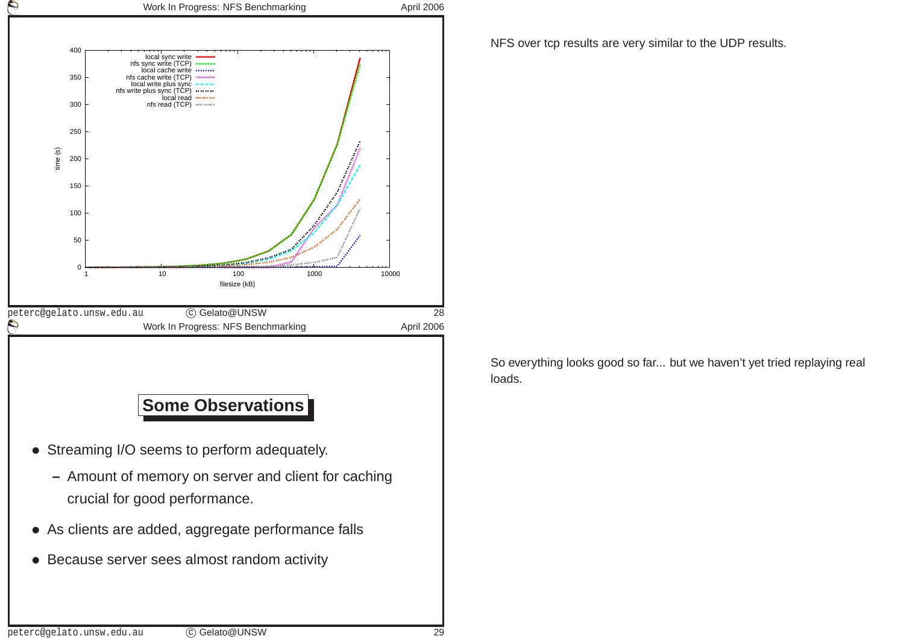400
350
300
250
200
150
100
50
0

time (s)

1
10
100
1000
10000

filesize (kB)

local sync write
nfs sync write (TCP)
local cache write
nfs cache write (TCP)
local write plus sync
nfs write plus sync (TCP)
local read
nfs read (TCP)

NFS over tcp results are very similar to the UDP results.

## Some Observations

- Streaming I/O seems to perform adequately.
  - Amount of memory on server and client for caching crucial for good performance.
- As clients are added, aggregate performance falls
- Because server sees almost random activity

So everything looks good so far... but we haven't yet tried replaying real loads.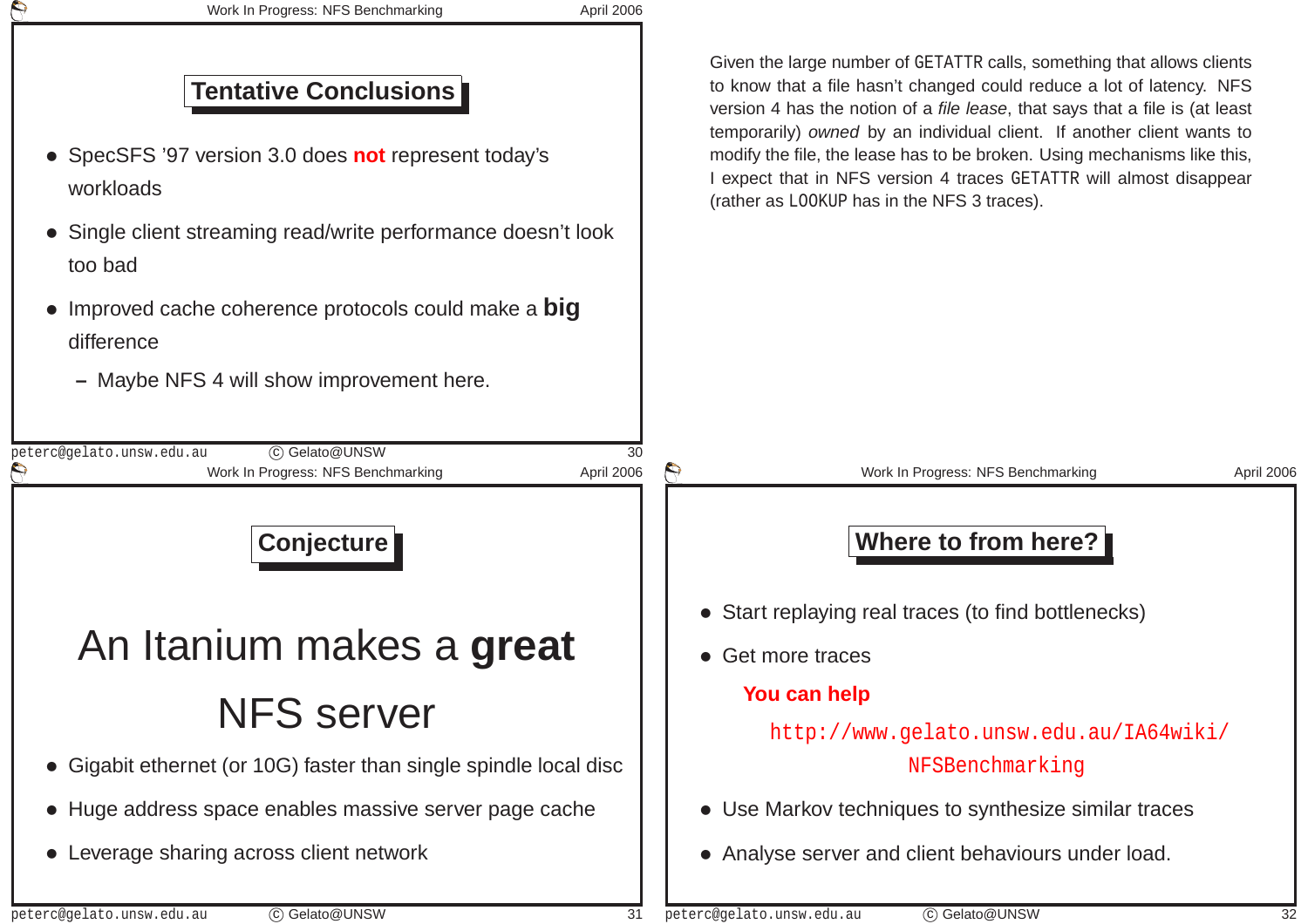## Tentative Conclusions

- SpecSFS '97 version 3.0 does **not** represent today's workloads
- Single client streaming read/write performance doesn't look too bad
- Improved cache coherence protocols could make a **big** difference
  - Maybe NFS 4 will show improvement here.

Given the large number of GETATTR calls, something that allows clients to know that a file hasn't changed could reduce a lot of latency. NFS version 4 has the notion of a *file lease*, that says that a file is (at least temporarily) *owned* by an individual client. If another client wants to modify the file, the lease has to be broken. Using mechanisms like this, I expect that in NFS version 4 traces GETATTR will almost disappear (rather as LOOKUP has in the NFS 3 traces).

## Conjecture

An Itanium makes a **great** NFS server

- Gigabit ethernet (or 10G) faster than single spindle local disc
- Huge address space enables massive server page cache
- Leverage sharing across client network

## Where to from here?

- Start replaying real traces (to find bottlenecks)
- Get more traces

  **You can help**

  `http://www.gelato.unsw.edu.au/IA64wiki/NFSBenchmarking`

- Use Markov techniques to synthesize similar traces
- Analyse server and client behaviours under load.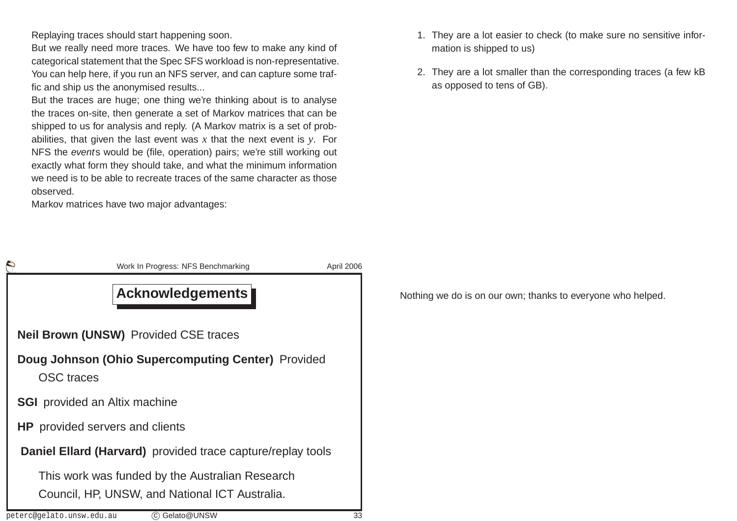Replaying traces should start happening soon.

But we really need more traces. We have too few to make any kind of categorical statement that the Spec SFS workload is non-representative. You can help here, if you run an NFS server, and can capture some traffic and ship us the anonymised results...

But the traces are huge; one thing we're thinking about is to analyse the traces on-site, then generate a set of Markov matrices that can be shipped to us for analysis and reply. (A Markov matrix is a set of probabilities, that given the last event was $x$ that the next event is $y$. For NFS the *event*s would be (file, operation) pairs; we're still working out exactly what form they should take, and what the minimum information we need is to be able to recreate traces of the same character as those observed.

Markov matrices have two major advantages:

1. They are a lot easier to check (to make sure no sensitive information is shipped to us)
2. They are a lot smaller than the corresponding traces (a few kB as opposed to tens of GB).

## Acknowledgements

**Neil Brown (UNSW)** Provided CSE traces

**Doug Johnson (Ohio Supercomputing Center)** Provided OSC traces

**SGI** provided an Altix machine

**HP** provided servers and clients

**Daniel Ellard (Harvard)** provided trace capture/replay tools

This work was funded by the Australian Research Council, HP, UNSW, and National ICT Australia.

Nothing we do is on our own; thanks to everyone who helped.